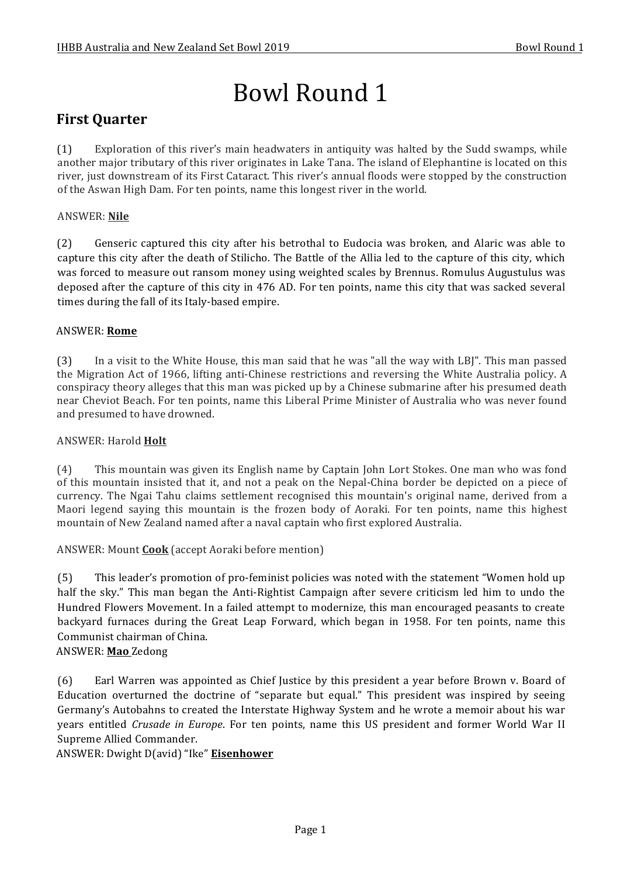# Bowl Round 1

## First Quarter

(1) Exploration of this river's main headwaters in antiquity was halted by the Sudd swamps, while another major tributary of this river originates in Lake Tana. The island of Elephantine is located on this river, just downstream of its First Cataract. This river's annual floods were stopped by the construction of the Aswan High Dam. For ten points, name this longest river in the world.

ANSWER: **Nile**

(2) Genseric captured this city after his betrothal to Eudocia was broken, and Alaric was able to capture this city after the death of Stilicho. The Battle of the Allia led to the capture of this city, which was forced to measure out ransom money using weighted scales by Brennus. Romulus Augustulus was deposed after the capture of this city in 476 AD. For ten points, name this city that was sacked several times during the fall of its Italy-based empire.

ANSWER: **Rome**

(3) In a visit to the White House, this man said that he was "all the way with LBJ". This man passed the Migration Act of 1966, lifting anti-Chinese restrictions and reversing the White Australia policy. A conspiracy theory alleges that this man was picked up by a Chinese submarine after his presumed death near Cheviot Beach. For ten points, name this Liberal Prime Minister of Australia who was never found and presumed to have drowned.

ANSWER: Harold **Holt**

(4) This mountain was given its English name by Captain John Lort Stokes. One man who was fond of this mountain insisted that it, and not a peak on the Nepal-China border be depicted on a piece of currency. The Ngai Tahu claims settlement recognised this mountain's original name, derived from a Maori legend saying this mountain is the frozen body of Aoraki. For ten points, name this highest mountain of New Zealand named after a naval captain who first explored Australia.

ANSWER: Mount **Cook** (accept Aoraki before mention)

(5) This leader's promotion of pro-feminist policies was noted with the statement "Women hold up half the sky." This man began the Anti-Rightist Campaign after severe criticism led him to undo the Hundred Flowers Movement. In a failed attempt to modernize, this man encouraged peasants to create backyard furnaces during the Great Leap Forward, which began in 1958. For ten points, name this Communist chairman of China.

ANSWER: **Mao** Zedong

(6) Earl Warren was appointed as Chief Justice by this president a year before Brown v. Board of Education overturned the doctrine of "separate but equal." This president was inspired by seeing Germany's Autobahns to created the Interstate Highway System and he wrote a memoir about his war years entitled *Crusade in Europe*. For ten points, name this US president and former World War II Supreme Allied Commander.

ANSWER: Dwight D(avid) "Ike" **Eisenhower**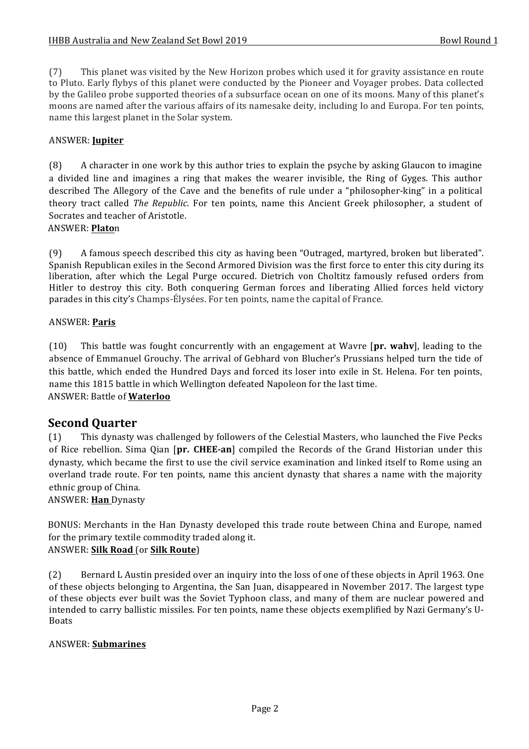(7) This planet was visited by the New Horizon probes which used it for gravity assistance en route to Pluto. Early flybys of this planet were conducted by the Pioneer and Voyager probes. Data collected by the Galileo probe supported theories of a subsurface ocean on one of its moons. Many of this planet's moons are named after the various affairs of its namesake deity, including Io and Europa. For ten points, name this largest planet in the Solar system.

ANSWER: **Jupiter**

(8) A character in one work by this author tries to explain the psyche by asking Glaucon to imagine a divided line and imagines a ring that makes the wearer invisible, the Ring of Gyges. This author described The Allegory of the Cave and the benefits of rule under a "philosopher-king" in a political theory tract called *The Republic*. For ten points, name this Ancient Greek philosopher, a student of Socrates and teacher of Aristotle.

ANSWER: **Plato**n

(9) A famous speech described this city as having been "Outraged, martyred, broken but liberated". Spanish Republican exiles in the Second Armored Division was the first force to enter this city during its liberation, after which the Legal Purge occured. Dietrich von Choltitz famously refused orders from Hitler to destroy this city. Both conquering German forces and liberating Allied forces held victory parades in this city's Champs-Élysées. For ten points, name the capital of France.

ANSWER: **Paris**

(10) This battle was fought concurrently with an engagement at Wavre [**pr. wahv**], leading to the absence of Emmanuel Grouchy. The arrival of Gebhard von Blucher's Prussians helped turn the tide of this battle, which ended the Hundred Days and forced its loser into exile in St. Helena. For ten points, name this 1815 battle in which Wellington defeated Napoleon for the last time.

ANSWER: Battle of **Waterloo**

## Second Quarter

(1) This dynasty was challenged by followers of the Celestial Masters, who launched the Five Pecks of Rice rebellion. Sima Qian [**pr. CHEE-an**] compiled the Records of the Grand Historian under this dynasty, which became the first to use the civil service examination and linked itself to Rome using an overland trade route. For ten points, name this ancient dynasty that shares a name with the majority ethnic group of China.

ANSWER: **Han** Dynasty

BONUS: Merchants in the Han Dynasty developed this trade route between China and Europe, named for the primary textile commodity traded along it.

ANSWER: **Silk Road** (or **Silk Route**)

(2) Bernard L Austin presided over an inquiry into the loss of one of these objects in April 1963. One of these objects belonging to Argentina, the San Juan, disappeared in November 2017. The largest type of these objects ever built was the Soviet Typhoon class, and many of them are nuclear powered and intended to carry ballistic missiles. For ten points, name these objects exemplified by Nazi Germany's U-Boats

ANSWER: **Submarines**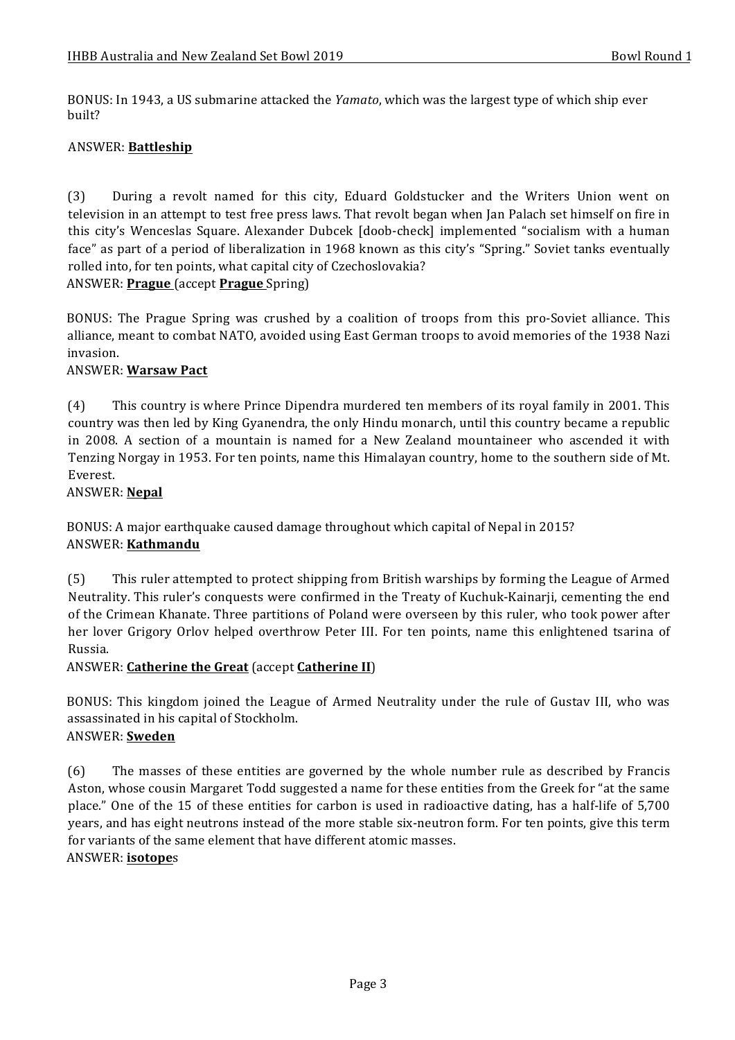BONUS: In 1943, a US submarine attacked the *Yamato*, which was the largest type of which ship ever built?

ANSWER: **Battleship**

(3) During a revolt named for this city, Eduard Goldstucker and the Writers Union went on television in an attempt to test free press laws. That revolt began when Jan Palach set himself on fire in this city's Wenceslas Square. Alexander Dubcek [doob-check] implemented "socialism with a human face" as part of a period of liberalization in 1968 known as this city's "Spring." Soviet tanks eventually rolled into, for ten points, what capital city of Czechoslovakia?
ANSWER: **Prague** (accept **Prague** Spring)

BONUS: The Prague Spring was crushed by a coalition of troops from this pro-Soviet alliance. This alliance, meant to combat NATO, avoided using East German troops to avoid memories of the 1938 Nazi invasion.
ANSWER: **Warsaw Pact**

(4) This country is where Prince Dipendra murdered ten members of its royal family in 2001. This country was then led by King Gyanendra, the only Hindu monarch, until this country became a republic in 2008. A section of a mountain is named for a New Zealand mountaineer who ascended it with Tenzing Norgay in 1953. For ten points, name this Himalayan country, home to the southern side of Mt. Everest.
ANSWER: **Nepal**

BONUS: A major earthquake caused damage throughout which capital of Nepal in 2015?
ANSWER: **Kathmandu**

(5) This ruler attempted to protect shipping from British warships by forming the League of Armed Neutrality. This ruler's conquests were confirmed in the Treaty of Kuchuk-Kainarji, cementing the end of the Crimean Khanate. Three partitions of Poland were overseen by this ruler, who took power after her lover Grigory Orlov helped overthrow Peter III. For ten points, name this enlightened tsarina of Russia.
ANSWER: **Catherine the Great** (accept **Catherine II**)

BONUS: This kingdom joined the League of Armed Neutrality under the rule of Gustav III, who was assassinated in his capital of Stockholm.
ANSWER: **Sweden**

(6) The masses of these entities are governed by the whole number rule as described by Francis Aston, whose cousin Margaret Todd suggested a name for these entities from the Greek for "at the same place." One of the 15 of these entities for carbon is used in radioactive dating, has a half-life of 5,700 years, and has eight neutrons instead of the more stable six-neutron form. For ten points, give this term for variants of the same element that have different atomic masses.
ANSWER: **isotope**s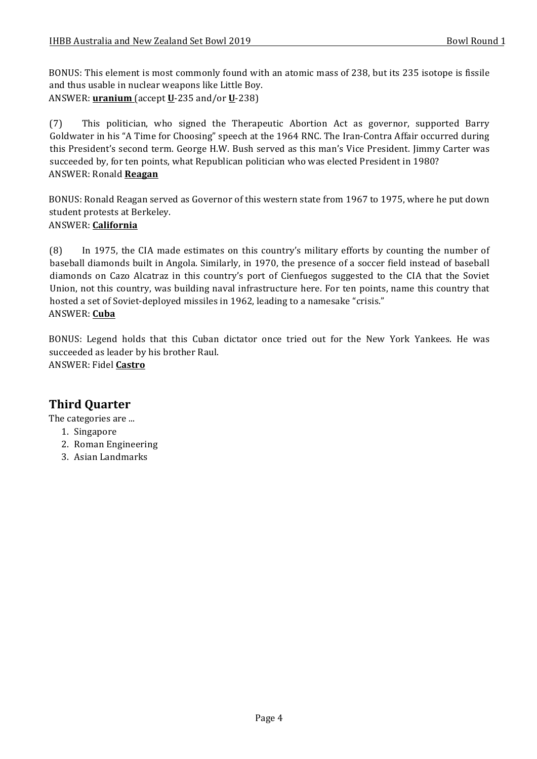BONUS: This element is most commonly found with an atomic mass of 238, but its 235 isotope is fissile and thus usable in nuclear weapons like Little Boy.
ANSWER: **<u>uranium</u>** (accept **<u>U</u>**-235 and/or **<u>U</u>**-238)

(7) This politician, who signed the Therapeutic Abortion Act as governor, supported Barry Goldwater in his "A Time for Choosing" speech at the 1964 RNC. The Iran-Contra Affair occurred during this President's second term. George H.W. Bush served as this man's Vice President. Jimmy Carter was succeeded by, for ten points, what Republican politician who was elected President in 1980?
ANSWER: Ronald **<u>Reagan</u>**

BONUS: Ronald Reagan served as Governor of this western state from 1967 to 1975, where he put down student protests at Berkeley.
ANSWER: **<u>California</u>**

(8) In 1975, the CIA made estimates on this country's military efforts by counting the number of baseball diamonds built in Angola. Similarly, in 1970, the presence of a soccer field instead of baseball diamonds on Cazo Alcatraz in this country's port of Cienfuegos suggested to the CIA that the Soviet Union, not this country, was building naval infrastructure here. For ten points, name this country that hosted a set of Soviet-deployed missiles in 1962, leading to a namesake "crisis."
ANSWER: **<u>Cuba</u>**

BONUS: Legend holds that this Cuban dictator once tried out for the New York Yankees. He was succeeded as leader by his brother Raul.
ANSWER: Fidel **<u>Castro</u>**

## Third Quarter

The categories are ...

1. Singapore
2. Roman Engineering
3. Asian Landmarks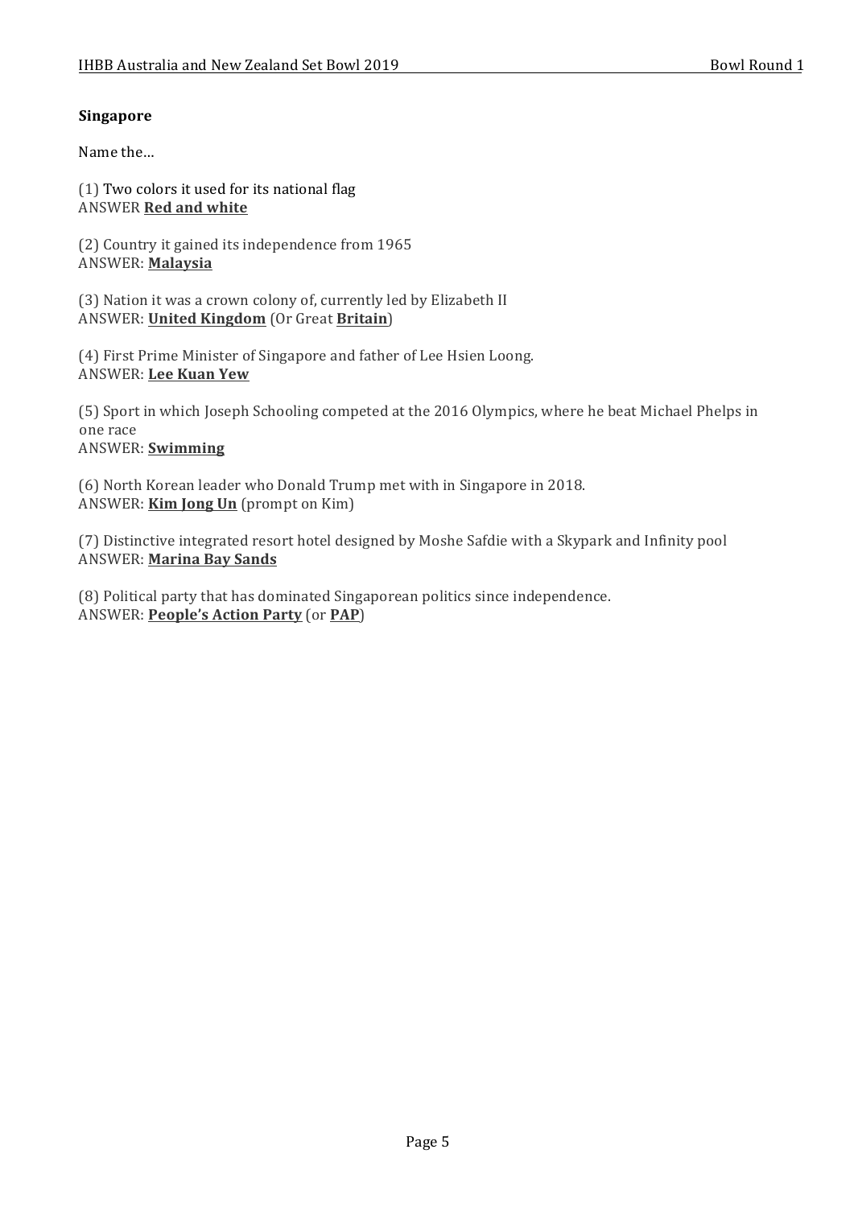**Singapore**

Name the…

(1) Two colors it used for its national flag
ANSWER **Red and white**

(2) Country it gained its independence from 1965
ANSWER: **Malaysia**

(3) Nation it was a crown colony of, currently led by Elizabeth II
ANSWER: **United Kingdom** (Or Great **Britain**)

(4) First Prime Minister of Singapore and father of Lee Hsien Loong.
ANSWER: **Lee Kuan Yew**

(5) Sport in which Joseph Schooling competed at the 2016 Olympics, where he beat Michael Phelps in one race
ANSWER: **Swimming**

(6) North Korean leader who Donald Trump met with in Singapore in 2018.
ANSWER: **Kim Jong Un** (prompt on Kim)

(7) Distinctive integrated resort hotel designed by Moshe Safdie with a Skypark and Infinity pool
ANSWER: **Marina Bay Sands**

(8) Political party that has dominated Singaporean politics since independence.
ANSWER: **People's Action Party** (or **PAP**)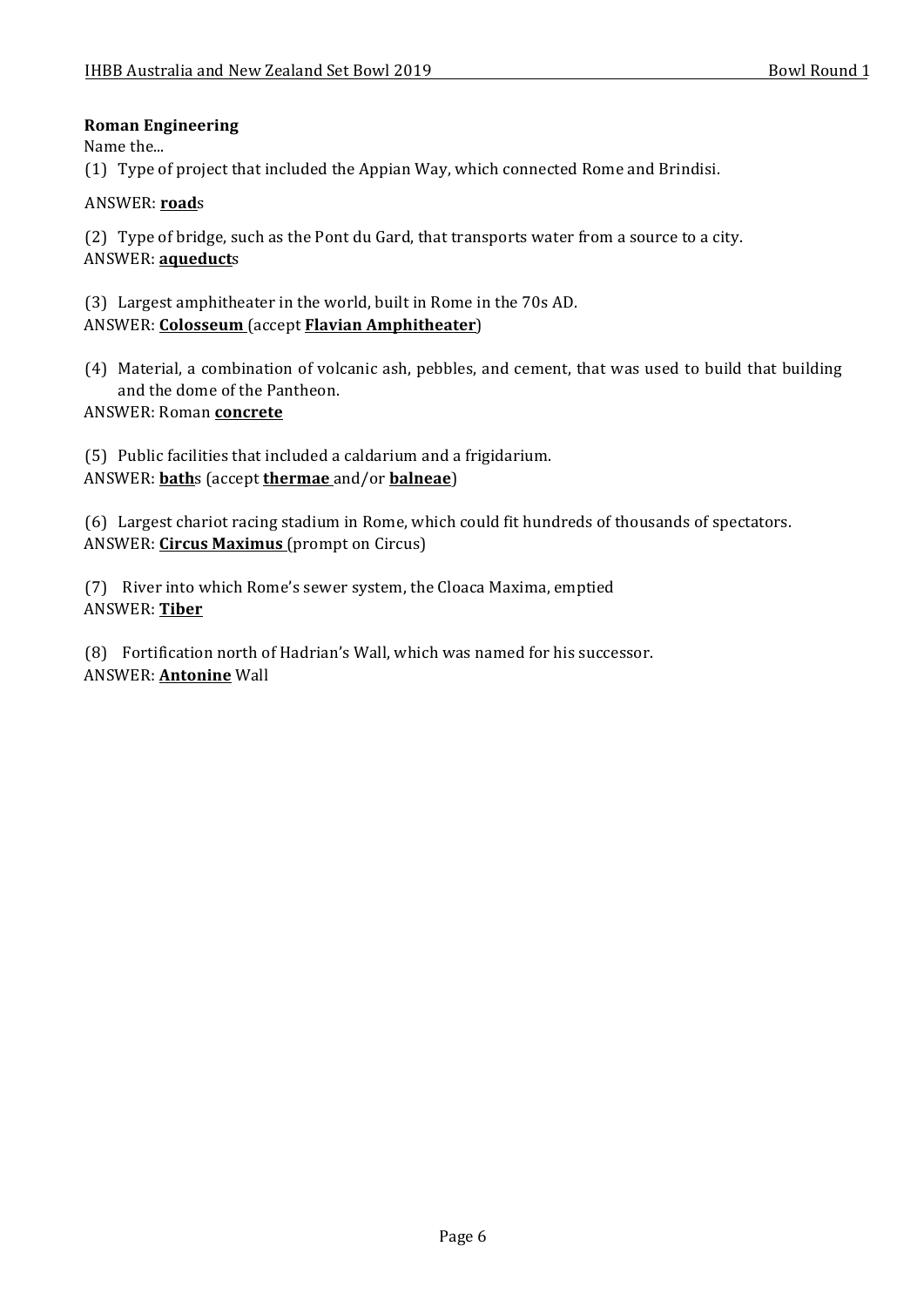**Roman Engineering**

Name the...

(1) Type of project that included the Appian Way, which connected Rome and Brindisi.

ANSWER: **road**s

(2) Type of bridge, such as the Pont du Gard, that transports water from a source to a city.
ANSWER: **aqueduct**s

(3) Largest amphitheater in the world, built in Rome in the 70s AD.
ANSWER: **Colosseum** (accept **Flavian Amphitheater**)

(4) Material, a combination of volcanic ash, pebbles, and cement, that was used to build that building and the dome of the Pantheon.
ANSWER: Roman **concrete**

(5) Public facilities that included a caldarium and a frigidarium.
ANSWER: **bath**s (accept **thermae** and/or **balneae**)

(6) Largest chariot racing stadium in Rome, which could fit hundreds of thousands of spectators.
ANSWER: **Circus Maximus** (prompt on Circus)

(7) River into which Rome's sewer system, the Cloaca Maxima, emptied
ANSWER: **Tiber**

(8) Fortification north of Hadrian's Wall, which was named for his successor.
ANSWER: **Antonine** Wall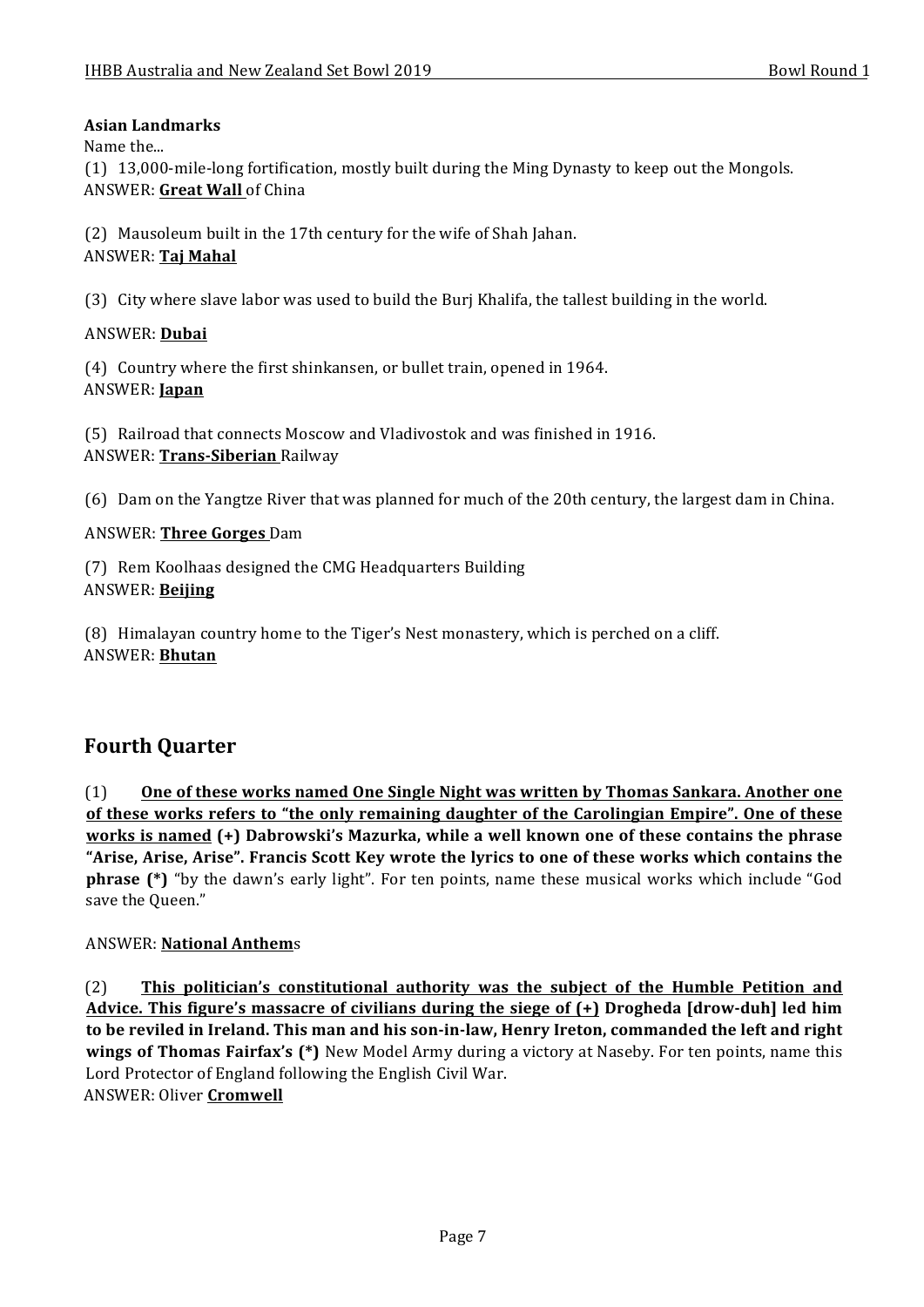**Asian Landmarks**

Name the...

(1) 13,000-mile-long fortification, mostly built during the Ming Dynasty to keep out the Mongols.
ANSWER: **Great Wall** of China

(2) Mausoleum built in the 17th century for the wife of Shah Jahan.
ANSWER: **Taj Mahal**

(3) City where slave labor was used to build the Burj Khalifa, the tallest building in the world.

ANSWER: **Dubai**

(4) Country where the first shinkansen, or bullet train, opened in 1964.
ANSWER: **Japan**

(5) Railroad that connects Moscow and Vladivostok and was finished in 1916.
ANSWER: **Trans-Siberian** Railway

(6) Dam on the Yangtze River that was planned for much of the 20th century, the largest dam in China.

ANSWER: **Three Gorges** Dam

(7) Rem Koolhaas designed the CMG Headquarters Building
ANSWER: **Beijing**

(8) Himalayan country home to the Tiger's Nest monastery, which is perched on a cliff.
ANSWER: **Bhutan**

## Fourth Quarter

(1) **One of these works named One Single Night was written by Thomas Sankara. Another one of these works refers to "the only remaining daughter of the Carolingian Empire". One of these works is named (+) Dabrowski's Mazurka, while a well known one of these contains the phrase "Arise, Arise, Arise". Francis Scott Key wrote the lyrics to one of these works which contains the phrase (*)** "by the dawn's early light". For ten points, name these musical works which include "God save the Queen."

ANSWER: **National Anthem**s

(2) **This politician's constitutional authority was the subject of the Humble Petition and Advice. This figure's massacre of civilians during the siege of (+) Drogheda [drow-duh] led him to be reviled in Ireland. This man and his son-in-law, Henry Ireton, commanded the left and right wings of Thomas Fairfax's (*)** New Model Army during a victory at Naseby. For ten points, name this Lord Protector of England following the English Civil War.
ANSWER: Oliver **Cromwell**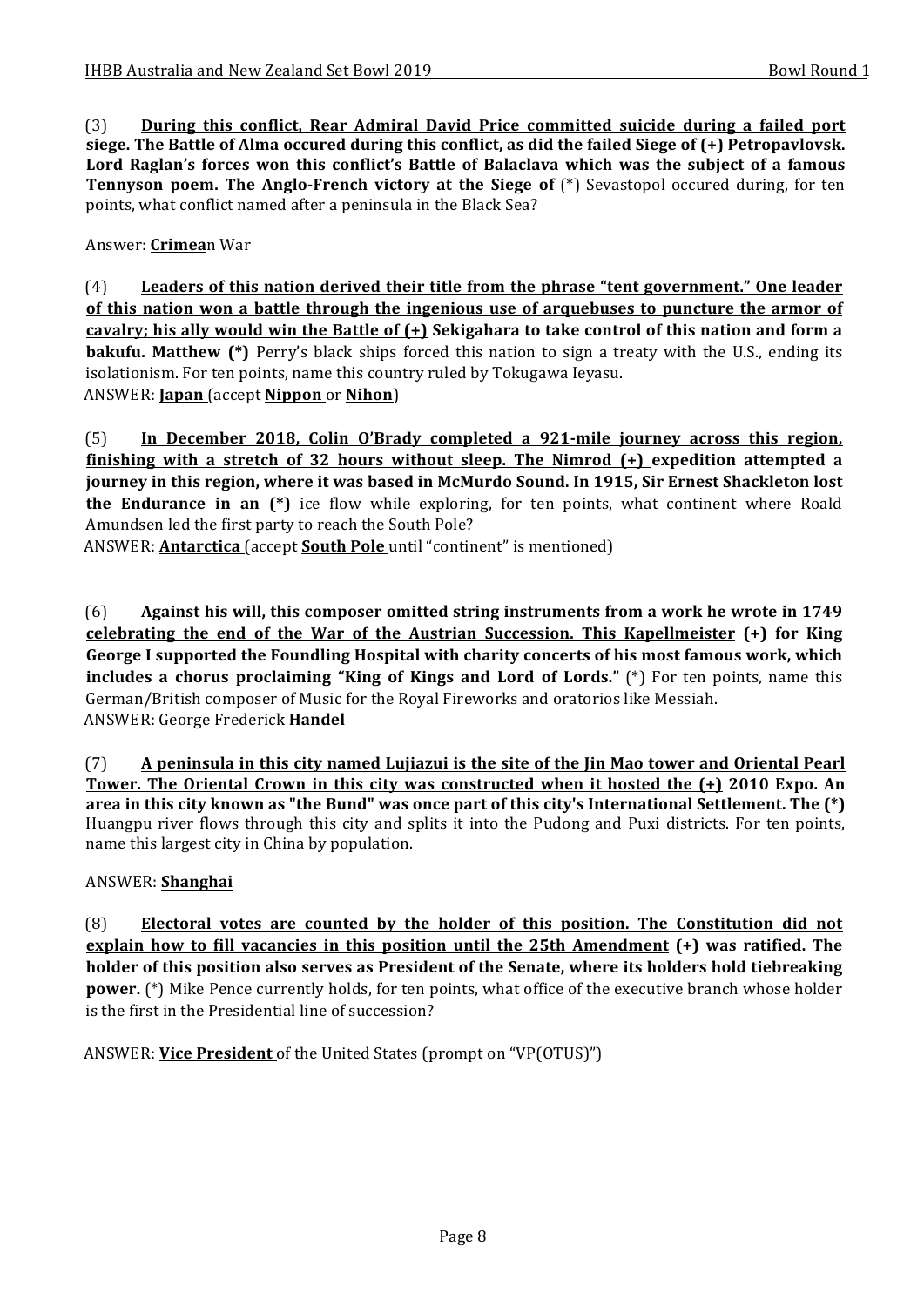(3) **During this conflict, Rear Admiral David Price committed suicide during a failed port siege. The Battle of Alma occured during this conflict, as did the failed Siege of (+) Petropavlovsk. Lord Raglan's forces won this conflict's Battle of Balaclava which was the subject of a famous Tennyson poem. The Anglo-French victory at the Siege of** (*) Sevastopol occured during, for ten points, what conflict named after a peninsula in the Black Sea?

Answer: **Crimea**n War

(4) **Leaders of this nation derived their title from the phrase "tent government." One leader of this nation won a battle through the ingenious use of arquebuses to puncture the armor of cavalry; his ally would win the Battle of (+) Sekigahara to take control of this nation and form a bakufu. Matthew (*)** Perry's black ships forced this nation to sign a treaty with the U.S., ending its isolationism. For ten points, name this country ruled by Tokugawa Ieyasu.

ANSWER: **Japan** (accept **Nippon** or **Nihon**)

(5) **In December 2018, Colin O'Brady completed a 921-mile journey across this region, finishing with a stretch of 32 hours without sleep. The Nimrod (+) expedition attempted a journey in this region, where it was based in McMurdo Sound. In 1915, Sir Ernest Shackleton lost the Endurance in an (*)** ice flow while exploring, for ten points, what continent where Roald Amundsen led the first party to reach the South Pole?

ANSWER: **Antarctica** (accept **South Pole** until "continent" is mentioned)

(6) **Against his will, this composer omitted string instruments from a work he wrote in 1749 celebrating the end of the War of the Austrian Succession. This Kapellmeister (+) for King George I supported the Foundling Hospital with charity concerts of his most famous work, which includes a chorus proclaiming "King of Kings and Lord of Lords."** (*) For ten points, name this German/British composer of Music for the Royal Fireworks and oratorios like Messiah.

ANSWER: George Frederick **Handel**

(7) **A peninsula in this city named Lujiazui is the site of the Jin Mao tower and Oriental Pearl Tower. The Oriental Crown in this city was constructed when it hosted the (+) 2010 Expo. An area in this city known as "the Bund" was once part of this city's International Settlement. The (*)** Huangpu river flows through this city and splits it into the Pudong and Puxi districts. For ten points, name this largest city in China by population.

ANSWER: **Shanghai**

(8) **Electoral votes are counted by the holder of this position. The Constitution did not explain how to fill vacancies in this position until the 25th Amendment (+) was ratified. The holder of this position also serves as President of the Senate, where its holders hold tiebreaking power.** (*) Mike Pence currently holds, for ten points, what office of the executive branch whose holder is the first in the Presidential line of succession?

ANSWER: **Vice President** of the United States (prompt on "VP(OTUS)")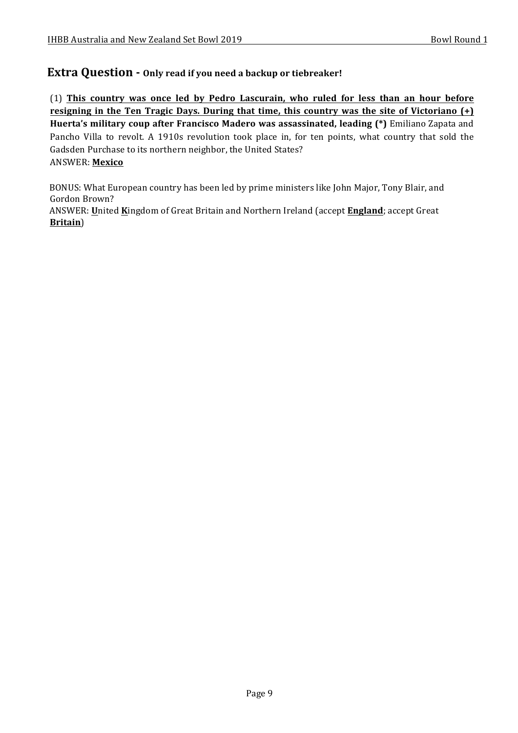## Extra Question - Only read if you need a backup or tiebreaker!

(1) **This country was once led by Pedro Lascurain, who ruled for less than an hour before resigning in the Ten Tragic Days. During that time, this country was the site of Victoriano (+) Huerta's military coup after Francisco Madero was assassinated, leading (*)** Emiliano Zapata and Pancho Villa to revolt. A 1910s revolution took place in, for ten points, what country that sold the Gadsden Purchase to its northern neighbor, the United States?
ANSWER: **Mexico**

BONUS: What European country has been led by prime ministers like John Major, Tony Blair, and Gordon Brown?
ANSWER: **U**nited **K**ingdom of Great Britain and Northern Ireland (accept **England**; accept Great **Britain**)